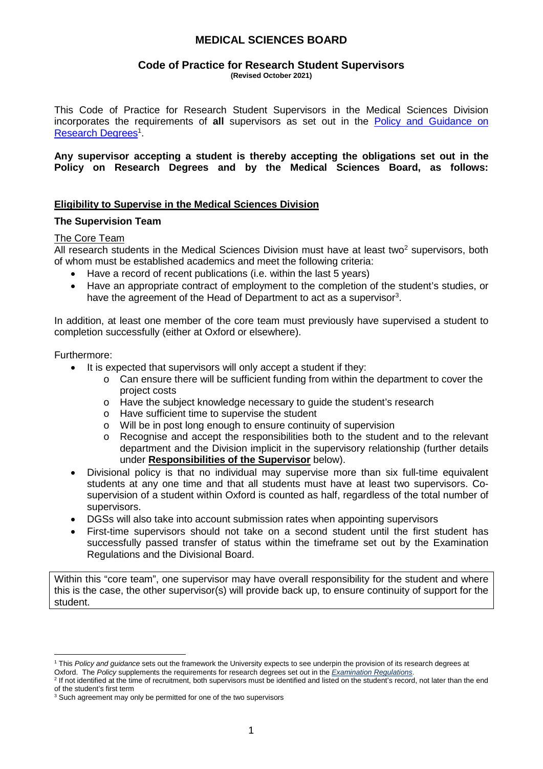# MEDICAL SCIENCES BOARD

## Code of Practice for Research Student Supervisors

**(Revised October 2021)**

This Code of Practice for Research Student Supervisors in the Medical Sciences Division incorporates the requirements of **all** supervisors as set out in the [Policy and Guidance on Research Degrees][1].

**Any supervisor accepting a student is thereby accepting the obligations set out in the Policy on Research Degrees and by the Medical Sciences Board, as follows:**

### Eligibility to Supervise in the Medical Sciences Division

#### The Supervision Team

The Core Team

All research students in the Medical Sciences Division must have at least two[2] supervisors, both of whom must be established academics and meet the following criteria:

- Have a record of recent publications (i.e. within the last 5 years)
- Have an appropriate contract of employment to the completion of the student's studies, or have the agreement of the Head of Department to act as a supervisor[3].

In addition, at least one member of the core team must previously have supervised a student to completion successfully (either at Oxford or elsewhere).

Furthermore:

- It is expected that supervisors will only accept a student if they:
  - Can ensure there will be sufficient funding from within the department to cover the project costs
  - Have the subject knowledge necessary to guide the student's research
  - Have sufficient time to supervise the student
  - Will be in post long enough to ensure continuity of supervision
  - Recognise and accept the responsibilities both to the student and to the relevant department and the Division implicit in the supervisory relationship (further details under **Responsibilities of the Supervisor** below).
- Divisional policy is that no individual may supervise more than six full-time equivalent students at any one time and that all students must have at least two supervisors. Co-supervision of a student within Oxford is counted as half, regardless of the total number of supervisors.
- DGSs will also take into account submission rates when appointing supervisors
- First-time supervisors should not take on a second student until the first student has successfully passed transfer of status within the timeframe set out by the Examination Regulations and the Divisional Board.

Within this "core team", one supervisor may have overall responsibility for the student and where this is the case, the other supervisor(s) will provide back up, to ensure continuity of support for the student.

---

[1] This *Policy and guidance* sets out the framework the University expects to see underpin the provision of its research degrees at Oxford. The *Policy* supplements the requirements for research degrees set out in the *Examination Regulations*.

[2] If not identified at the time of recruitment, both supervisors must be identified and listed on the student's record, not later than the end of the student's first term

[3] Such agreement may only be permitted for one of the two supervisors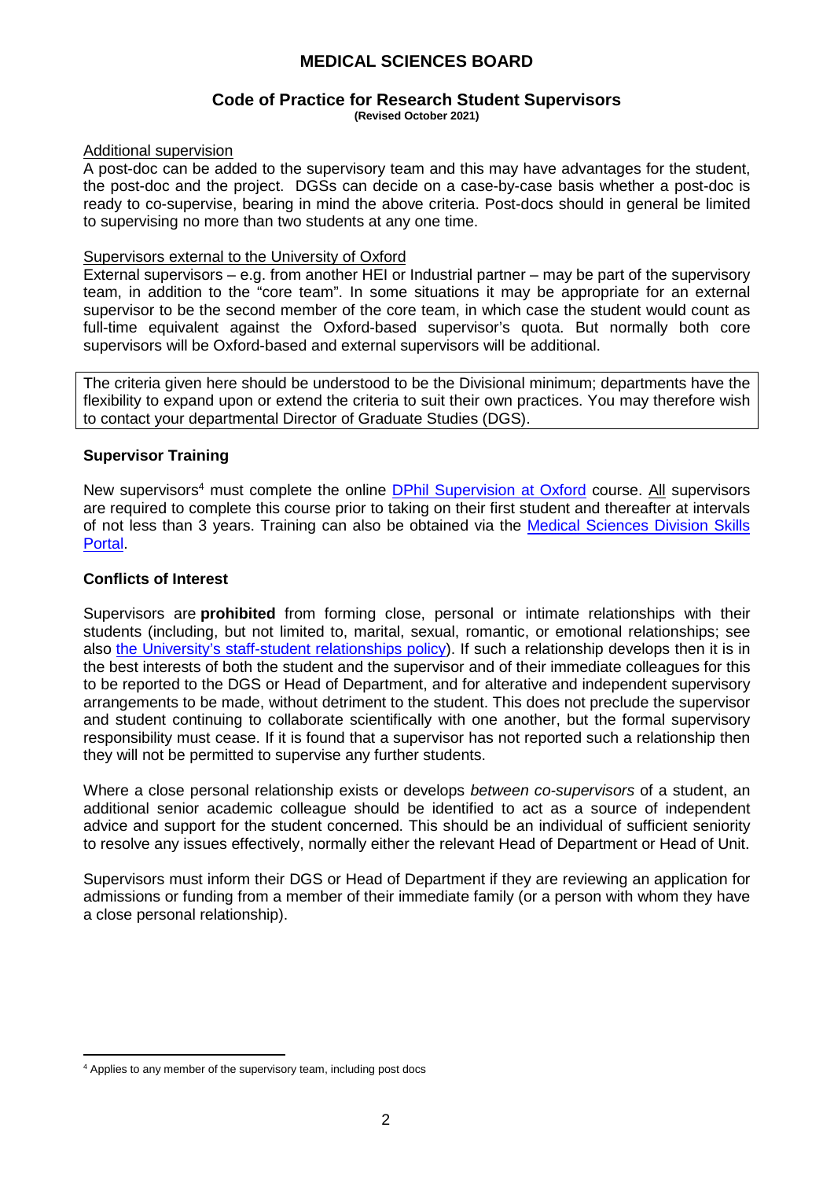# MEDICAL SCIENCES BOARD

## Code of Practice for Research Student Supervisors

**(Revised October 2021)**

Additional supervision

A post-doc can be added to the supervisory team and this may have advantages for the student, the post-doc and the project. DGSs can decide on a case-by-case basis whether a post-doc is ready to co-supervise, bearing in mind the above criteria. Post-docs should in general be limited to supervising no more than two students at any one time.

Supervisors external to the University of Oxford

External supervisors – e.g. from another HEI or Industrial partner – may be part of the supervisory team, in addition to the "core team". In some situations it may be appropriate for an external supervisor to be the second member of the core team, in which case the student would count as full-time equivalent against the Oxford-based supervisor's quota. But normally both core supervisors will be Oxford-based and external supervisors will be additional.

The criteria given here should be understood to be the Divisional minimum; departments have the flexibility to expand upon or extend the criteria to suit their own practices. You may therefore wish to contact your departmental Director of Graduate Studies (DGS).

### Supervisor Training

New supervisors[4] must complete the online DPhil Supervision at Oxford course. All supervisors are required to complete this course prior to taking on their first student and thereafter at intervals of not less than 3 years. Training can also be obtained via the Medical Sciences Division Skills Portal.

### Conflicts of Interest

Supervisors are **prohibited** from forming close, personal or intimate relationships with their students (including, but not limited to, marital, sexual, romantic, or emotional relationships; see also the University's staff-student relationships policy). If such a relationship develops then it is in the best interests of both the student and the supervisor and of their immediate colleagues for this to be reported to the DGS or Head of Department, and for alterative and independent supervisory arrangements to be made, without detriment to the student. This does not preclude the supervisor and student continuing to collaborate scientifically with one another, but the formal supervisory responsibility must cease. If it is found that a supervisor has not reported such a relationship then they will not be permitted to supervise any further students.

Where a close personal relationship exists or develops *between co-supervisors* of a student, an additional senior academic colleague should be identified to act as a source of independent advice and support for the student concerned. This should be an individual of sufficient seniority to resolve any issues effectively, normally either the relevant Head of Department or Head of Unit.

Supervisors must inform their DGS or Head of Department if they are reviewing an application for admissions or funding from a member of their immediate family (or a person with whom they have a close personal relationship).

[4] Applies to any member of the supervisory team, including post docs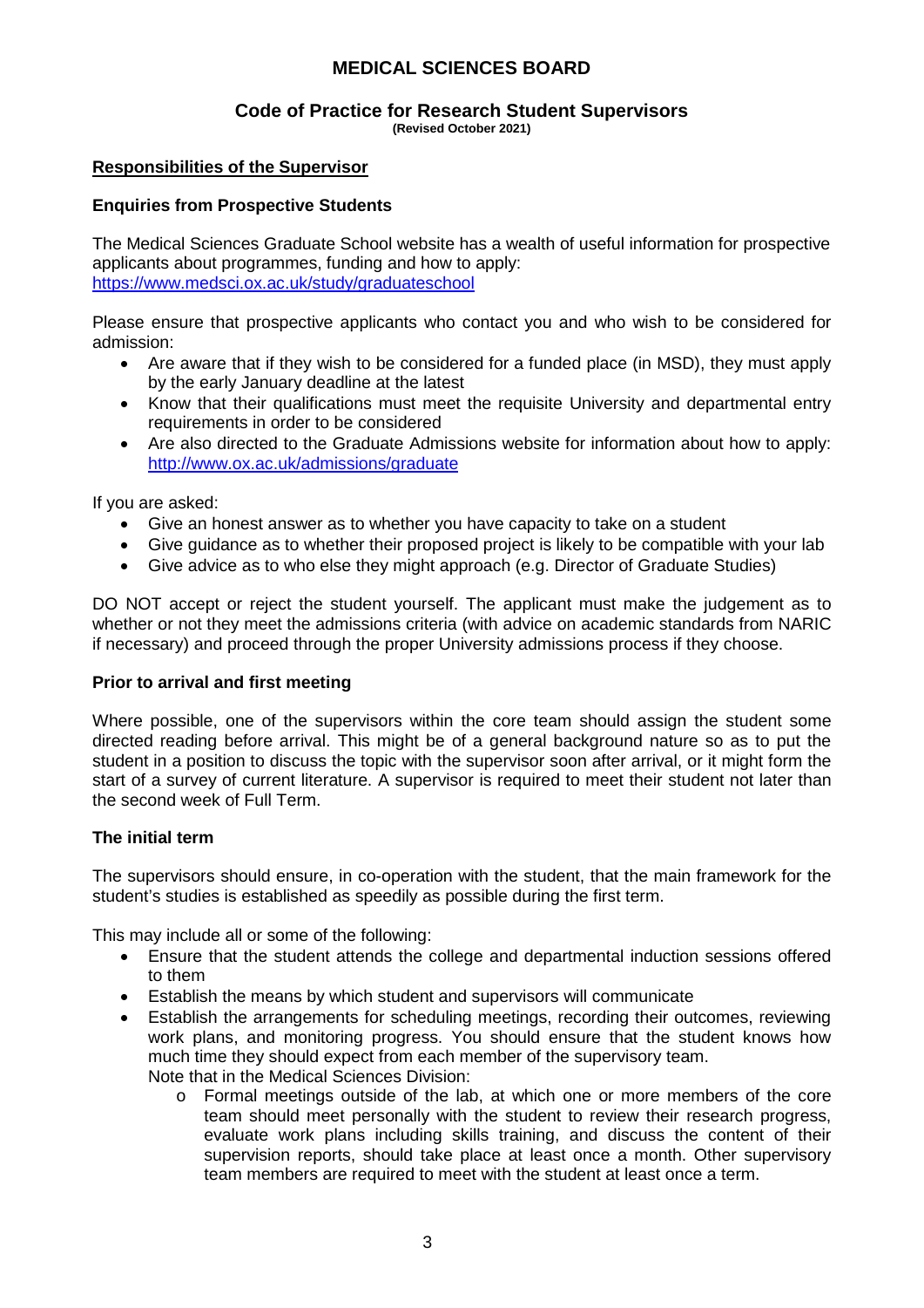# MEDICAL SCIENCES BOARD

## Code of Practice for Research Student Supervisors

**(Revised October 2021)**

### <u>Responsibilities of the Supervisor</u>

#### Enquiries from Prospective Students

The Medical Sciences Graduate School website has a wealth of useful information for prospective applicants about programmes, funding and how to apply: https://www.medsci.ox.ac.uk/study/graduateschool

Please ensure that prospective applicants who contact you and who wish to be considered for admission:

- Are aware that if they wish to be considered for a funded place (in MSD), they must apply by the early January deadline at the latest
- Know that their qualifications must meet the requisite University and departmental entry requirements in order to be considered
- Are also directed to the Graduate Admissions website for information about how to apply: http://www.ox.ac.uk/admissions/graduate

If you are asked:

- Give an honest answer as to whether you have capacity to take on a student
- Give guidance as to whether their proposed project is likely to be compatible with your lab
- Give advice as to who else they might approach (e.g. Director of Graduate Studies)

DO NOT accept or reject the student yourself. The applicant must make the judgement as to whether or not they meet the admissions criteria (with advice on academic standards from NARIC if necessary) and proceed through the proper University admissions process if they choose.

#### Prior to arrival and first meeting

Where possible, one of the supervisors within the core team should assign the student some directed reading before arrival. This might be of a general background nature so as to put the student in a position to discuss the topic with the supervisor soon after arrival, or it might form the start of a survey of current literature. A supervisor is required to meet their student not later than the second week of Full Term.

#### The initial term

The supervisors should ensure, in co-operation with the student, that the main framework for the student's studies is established as speedily as possible during the first term.

This may include all or some of the following:

- Ensure that the student attends the college and departmental induction sessions offered to them
- Establish the means by which student and supervisors will communicate
- Establish the arrangements for scheduling meetings, recording their outcomes, reviewing work plans, and monitoring progress. You should ensure that the student knows how much time they should expect from each member of the supervisory team.
  Note that in the Medical Sciences Division:
  - Formal meetings outside of the lab, at which one or more members of the core team should meet personally with the student to review their research progress, evaluate work plans including skills training, and discuss the content of their supervision reports, should take place at least once a month. Other supervisory team members are required to meet with the student at least once a term.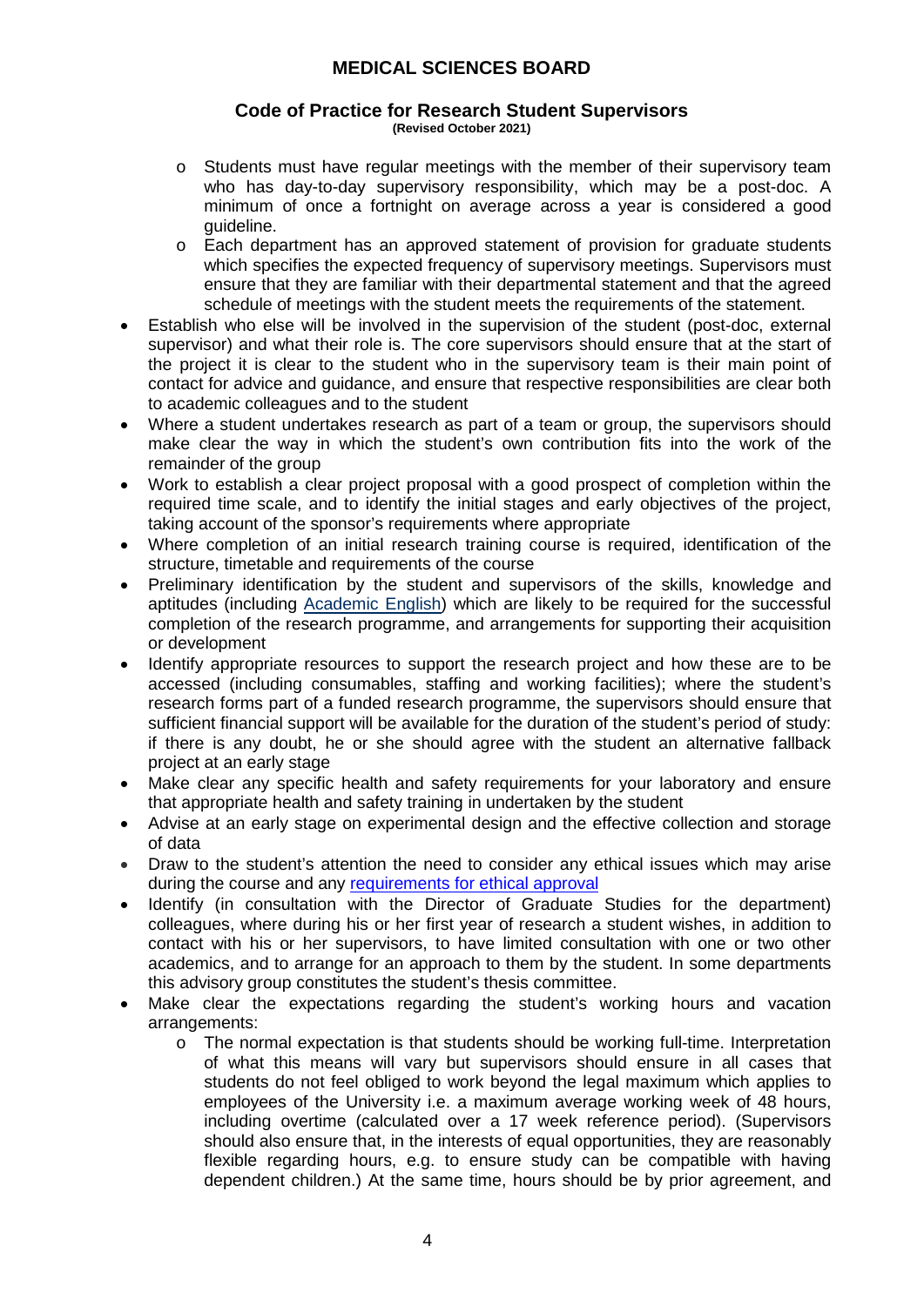- Students must have regular meetings with the member of their supervisory team who has day-to-day supervisory responsibility, which may be a post-doc. A minimum of once a fortnight on average across a year is considered a good guideline.
  - Each department has an approved statement of provision for graduate students which specifies the expected frequency of supervisory meetings. Supervisors must ensure that they are familiar with their departmental statement and that the agreed schedule of meetings with the student meets the requirements of the statement.
- Establish who else will be involved in the supervision of the student (post-doc, external supervisor) and what their role is. The core supervisors should ensure that at the start of the project it is clear to the student who in the supervisory team is their main point of contact for advice and guidance, and ensure that respective responsibilities are clear both to academic colleagues and to the student
- Where a student undertakes research as part of a team or group, the supervisors should make clear the way in which the student's own contribution fits into the work of the remainder of the group
- Work to establish a clear project proposal with a good prospect of completion within the required time scale, and to identify the initial stages and early objectives of the project, taking account of the sponsor's requirements where appropriate
- Where completion of an initial research training course is required, identification of the structure, timetable and requirements of the course
- Preliminary identification by the student and supervisors of the skills, knowledge and aptitudes (including Academic English) which are likely to be required for the successful completion of the research programme, and arrangements for supporting their acquisition or development
- Identify appropriate resources to support the research project and how these are to be accessed (including consumables, staffing and working facilities); where the student's research forms part of a funded research programme, the supervisors should ensure that sufficient financial support will be available for the duration of the student's period of study: if there is any doubt, he or she should agree with the student an alternative fallback project at an early stage
- Make clear any specific health and safety requirements for your laboratory and ensure that appropriate health and safety training in undertaken by the student
- Advise at an early stage on experimental design and the effective collection and storage of data
- Draw to the student's attention the need to consider any ethical issues which may arise during the course and any requirements for ethical approval
- Identify (in consultation with the Director of Graduate Studies for the department) colleagues, where during his or her first year of research a student wishes, in addition to contact with his or her supervisors, to have limited consultation with one or two other academics, and to arrange for an approach to them by the student. In some departments this advisory group constitutes the student's thesis committee.
- Make clear the expectations regarding the student's working hours and vacation arrangements:
  - The normal expectation is that students should be working full-time. Interpretation of what this means will vary but supervisors should ensure in all cases that students do not feel obliged to work beyond the legal maximum which applies to employees of the University i.e. a maximum average working week of 48 hours, including overtime (calculated over a 17 week reference period). (Supervisors should also ensure that, in the interests of equal opportunities, they are reasonably flexible regarding hours, e.g. to ensure study can be compatible with having dependent children.) At the same time, hours should be by prior agreement, and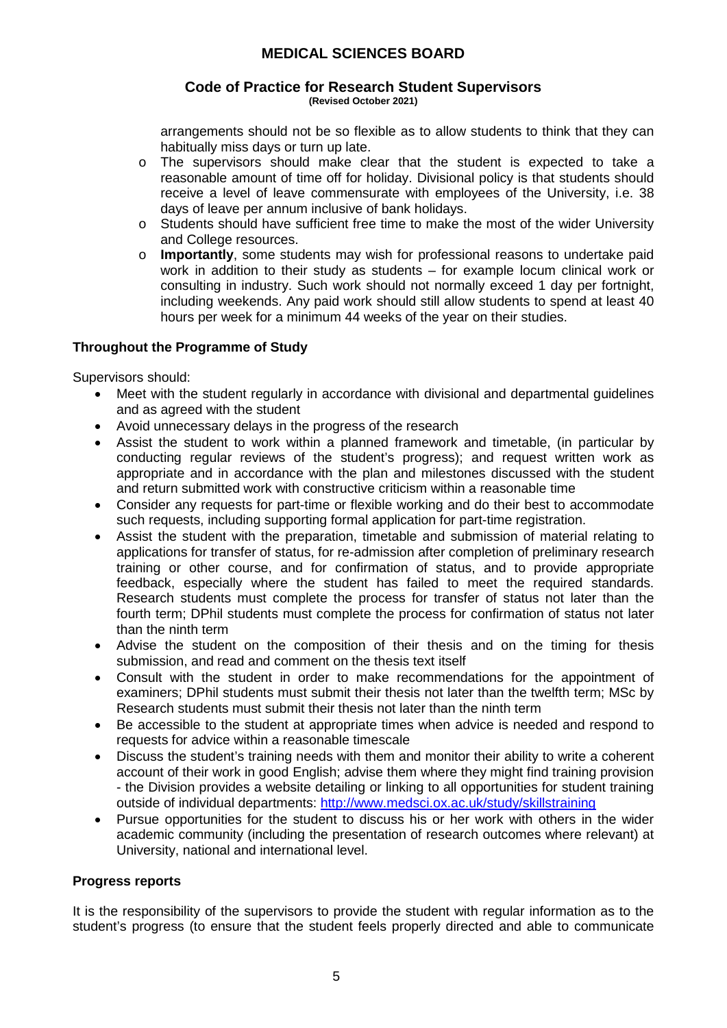arrangements should not be so flexible as to allow students to think that they can habitually miss days or turn up late.

- The supervisors should make clear that the student is expected to take a reasonable amount of time off for holiday. Divisional policy is that students should receive a level of leave commensurate with employees of the University, i.e. 38 days of leave per annum inclusive of bank holidays.
- Students should have sufficient free time to make the most of the wider University and College resources.
- **Importantly**, some students may wish for professional reasons to undertake paid work in addition to their study as students – for example locum clinical work or consulting in industry. Such work should not normally exceed 1 day per fortnight, including weekends. Any paid work should still allow students to spend at least 40 hours per week for a minimum 44 weeks of the year on their studies.

**Throughout the Programme of Study**

Supervisors should:

- Meet with the student regularly in accordance with divisional and departmental guidelines and as agreed with the student
- Avoid unnecessary delays in the progress of the research
- Assist the student to work within a planned framework and timetable, (in particular by conducting regular reviews of the student's progress); and request written work as appropriate and in accordance with the plan and milestones discussed with the student and return submitted work with constructive criticism within a reasonable time
- Consider any requests for part-time or flexible working and do their best to accommodate such requests, including supporting formal application for part-time registration.
- Assist the student with the preparation, timetable and submission of material relating to applications for transfer of status, for re-admission after completion of preliminary research training or other course, and for confirmation of status, and to provide appropriate feedback, especially where the student has failed to meet the required standards. Research students must complete the process for transfer of status not later than the fourth term; DPhil students must complete the process for confirmation of status not later than the ninth term
- Advise the student on the composition of their thesis and on the timing for thesis submission, and read and comment on the thesis text itself
- Consult with the student in order to make recommendations for the appointment of examiners; DPhil students must submit their thesis not later than the twelfth term; MSc by Research students must submit their thesis not later than the ninth term
- Be accessible to the student at appropriate times when advice is needed and respond to requests for advice within a reasonable timescale
- Discuss the student's training needs with them and monitor their ability to write a coherent account of their work in good English; advise them where they might find training provision - the Division provides a website detailing or linking to all opportunities for student training outside of individual departments: http://www.medsci.ox.ac.uk/study/skillstraining
- Pursue opportunities for the student to discuss his or her work with others in the wider academic community (including the presentation of research outcomes where relevant) at University, national and international level.

**Progress reports**

It is the responsibility of the supervisors to provide the student with regular information as to the student's progress (to ensure that the student feels properly directed and able to communicate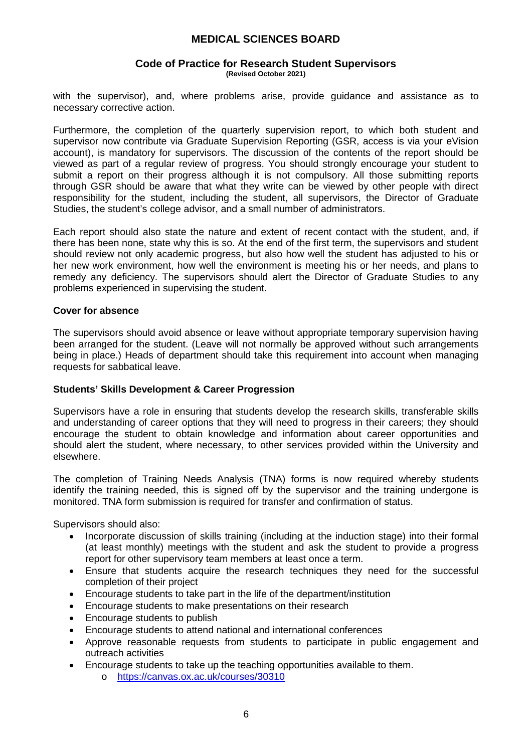with the supervisor), and, where problems arise, provide guidance and assistance as to necessary corrective action.

Furthermore, the completion of the quarterly supervision report, to which both student and supervisor now contribute via Graduate Supervision Reporting (GSR, access is via your eVision account), is mandatory for supervisors. The discussion of the contents of the report should be viewed as part of a regular review of progress. You should strongly encourage your student to submit a report on their progress although it is not compulsory. All those submitting reports through GSR should be aware that what they write can be viewed by other people with direct responsibility for the student, including the student, all supervisors, the Director of Graduate Studies, the student's college advisor, and a small number of administrators.

Each report should also state the nature and extent of recent contact with the student, and, if there has been none, state why this is so. At the end of the first term, the supervisors and student should review not only academic progress, but also how well the student has adjusted to his or her new work environment, how well the environment is meeting his or her needs, and plans to remedy any deficiency. The supervisors should alert the Director of Graduate Studies to any problems experienced in supervising the student.

**Cover for absence**

The supervisors should avoid absence or leave without appropriate temporary supervision having been arranged for the student. (Leave will not normally be approved without such arrangements being in place.) Heads of department should take this requirement into account when managing requests for sabbatical leave.

**Students' Skills Development & Career Progression**

Supervisors have a role in ensuring that students develop the research skills, transferable skills and understanding of career options that they will need to progress in their careers; they should encourage the student to obtain knowledge and information about career opportunities and should alert the student, where necessary, to other services provided within the University and elsewhere.

The completion of Training Needs Analysis (TNA) forms is now required whereby students identify the training needed, this is signed off by the supervisor and the training undergone is monitored. TNA form submission is required for transfer and confirmation of status.

Supervisors should also:

- Incorporate discussion of skills training (including at the induction stage) into their formal (at least monthly) meetings with the student and ask the student to provide a progress report for other supervisory team members at least once a term.
- Ensure that students acquire the research techniques they need for the successful completion of their project
- Encourage students to take part in the life of the department/institution
- Encourage students to make presentations on their research
- Encourage students to publish
- Encourage students to attend national and international conferences
- Approve reasonable requests from students to participate in public engagement and outreach activities
- Encourage students to take up the teaching opportunities available to them.
  - https://canvas.ox.ac.uk/courses/30310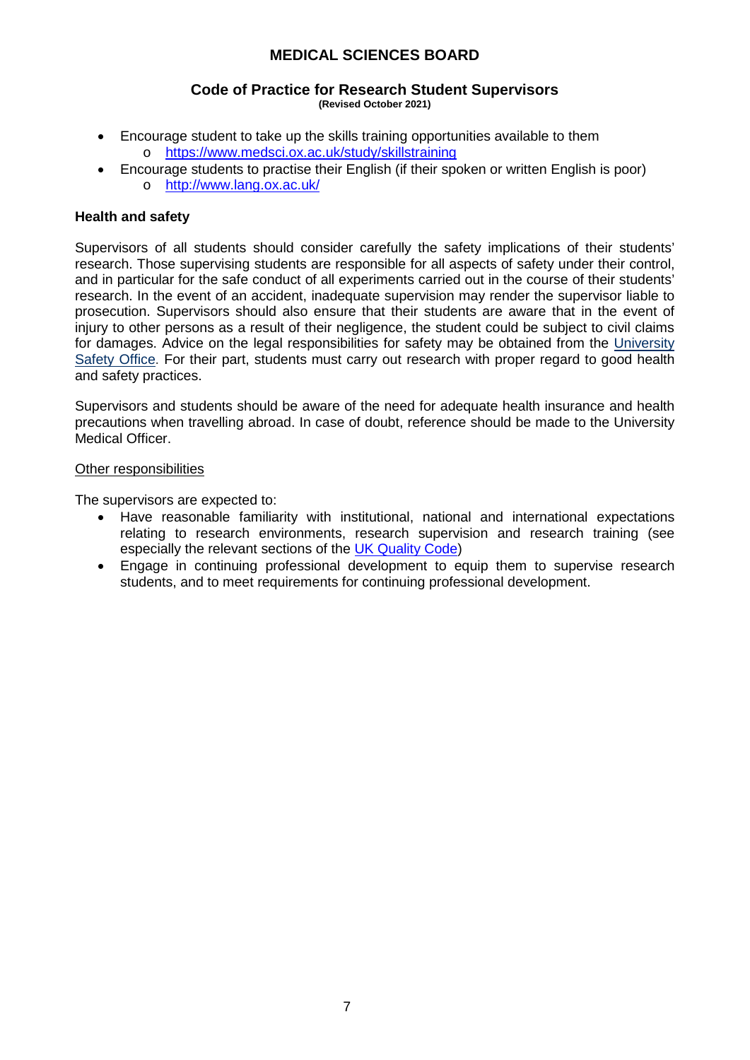- Encourage student to take up the skills training opportunities available to them
  - https://www.medsci.ox.ac.uk/study/skillstraining
- Encourage students to practise their English (if their spoken or written English is poor)
  - http://www.lang.ox.ac.uk/

**Health and safety**

Supervisors of all students should consider carefully the safety implications of their students' research. Those supervising students are responsible for all aspects of safety under their control, and in particular for the safe conduct of all experiments carried out in the course of their students' research. In the event of an accident, inadequate supervision may render the supervisor liable to prosecution. Supervisors should also ensure that their students are aware that in the event of injury to other persons as a result of their negligence, the student could be subject to civil claims for damages. Advice on the legal responsibilities for safety may be obtained from the University Safety Office. For their part, students must carry out research with proper regard to good health and safety practices.

Supervisors and students should be aware of the need for adequate health insurance and health precautions when travelling abroad. In case of doubt, reference should be made to the University Medical Officer.

Other responsibilities

The supervisors are expected to:

- Have reasonable familiarity with institutional, national and international expectations relating to research environments, research supervision and research training (see especially the relevant sections of the UK Quality Code)
- Engage in continuing professional development to equip them to supervise research students, and to meet requirements for continuing professional development.